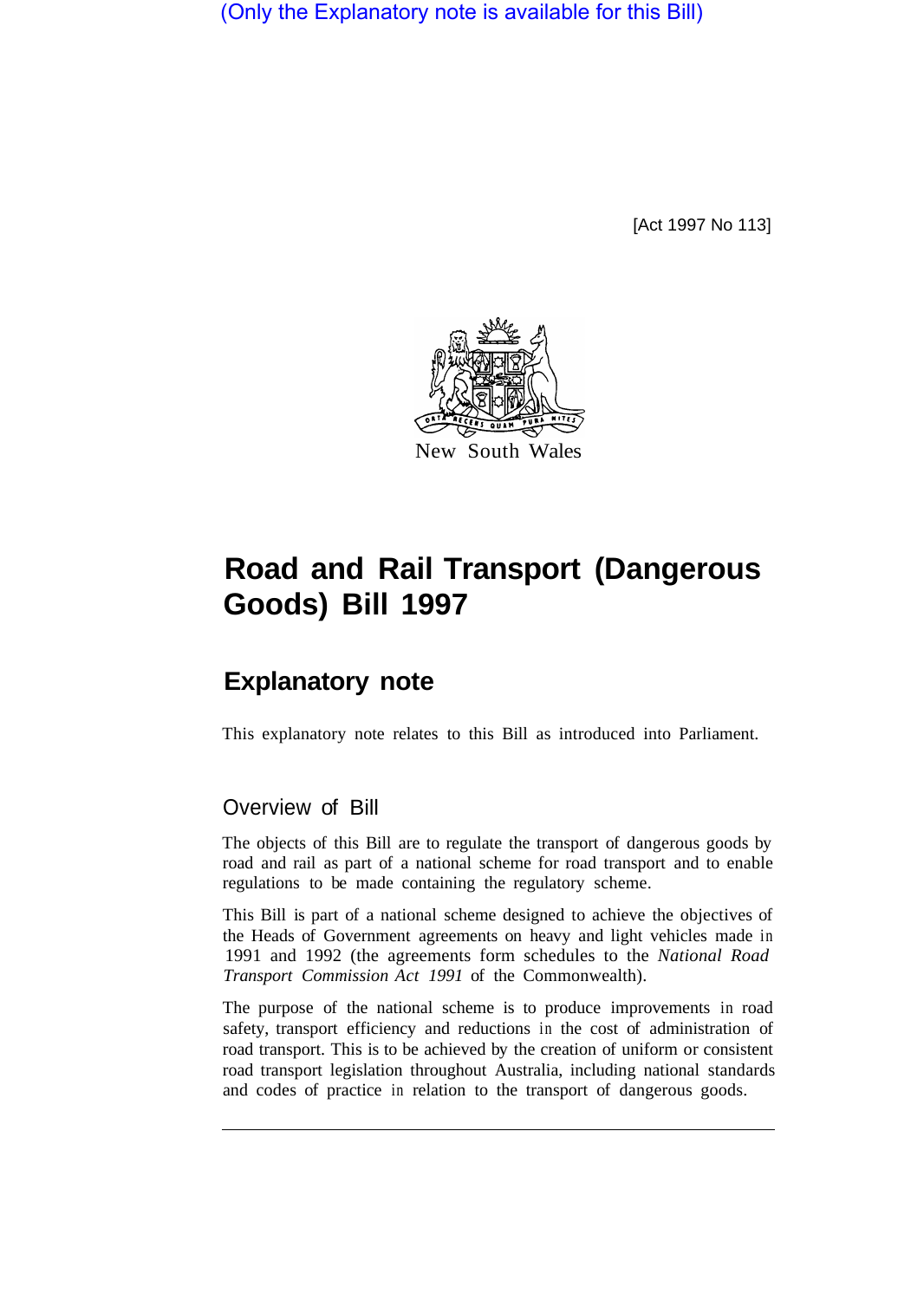(Only the Explanatory note is available for this Bill)

[Act 1997 No 113]

New South Wales

# Road and Rail Transport (Dangerous Goods) Bill 1997

## Explanatory note

This explanatory note relates to this Bill as introduced into Parliament.

### Overview of Bill

The objects of this Bill are to regulate the transport of dangerous goods by road and rail as part of a national scheme for road transport and to enable regulations to be made containing the regulatory scheme.

This Bill is part of a national scheme designed to achieve the objectives of the Heads of Government agreements on heavy and light vehicles made in 1991 and 1992 (the agreements form schedules to the *National Road Transport Commission Act 1991* of the Commonwealth).

The purpose of the national scheme is to produce improvements in road safety, transport efficiency and reductions in the cost of administration of road transport. This is to be achieved by the creation of uniform or consistent road transport legislation throughout Australia, including national standards and codes of practice in relation to the transport of dangerous goods.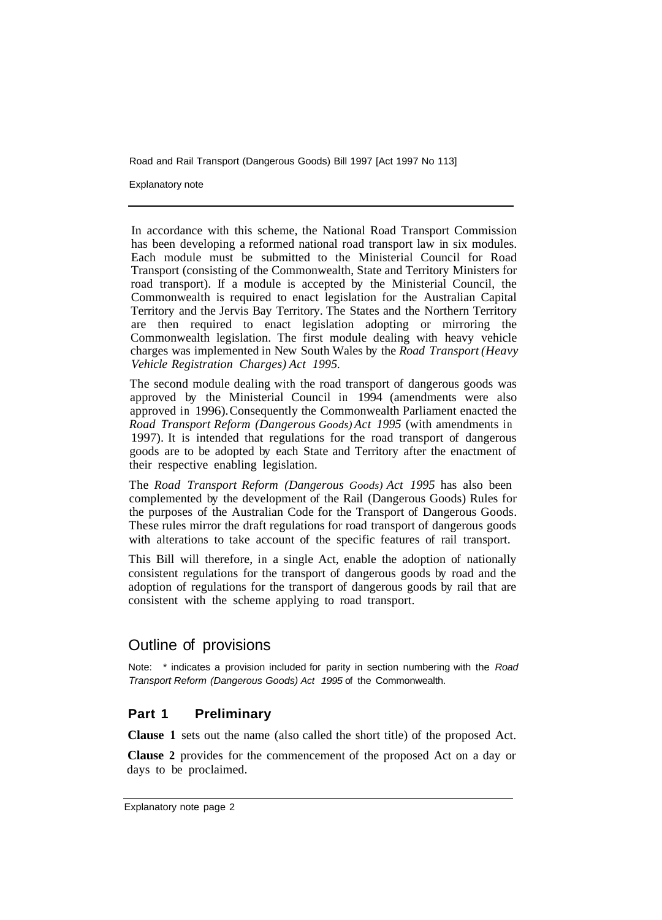In accordance with this scheme, the National Road Transport Commission has been developing a reformed national road transport law in six modules. Each module must be submitted to the Ministerial Council for Road Transport (consisting of the Commonwealth, State and Territory Ministers for road transport). If a module is accepted by the Ministerial Council, the Commonwealth is required to enact legislation for the Australian Capital Territory and the Jervis Bay Territory. The States and the Northern Territory are then required to enact legislation adopting or mirroring the Commonwealth legislation. The first module dealing with heavy vehicle charges was implemented in New South Wales by the *Road Transport (Heavy Vehicle Registration Charges) Act 1995.*

The second module dealing with the road transport of dangerous goods was approved by the Ministerial Council in 1994 (amendments were also approved in 1996). Consequently the Commonwealth Parliament enacted the *Road Transport Reform (Dangerous Goods) Act 1995* (with amendments in 1997). It is intended that regulations for the road transport of dangerous goods are to be adopted by each State and Territory after the enactment of their respective enabling legislation.

The *Road Transport Reform (Dangerous Goods) Act 1995* has also been complemented by the development of the Rail (Dangerous Goods) Rules for the purposes of the Australian Code for the Transport of Dangerous Goods. These rules mirror the draft regulations for road transport of dangerous goods with alterations to take account of the specific features of rail transport.

This Bill will therefore, in a single Act, enable the adoption of nationally consistent regulations for the transport of dangerous goods by road and the adoption of regulations for the transport of dangerous goods by rail that are consistent with the scheme applying to road transport.

## Outline of provisions

Note: * indicates a provision included for parity in section numbering with the *Road Transport Reform (Dangerous Goods) Act 1995* of the Commonwealth.

### Part 1 Preliminary

**Clause 1** sets out the name (also called the short title) of the proposed Act.

**Clause 2** provides for the commencement of the proposed Act on a day or days to be proclaimed.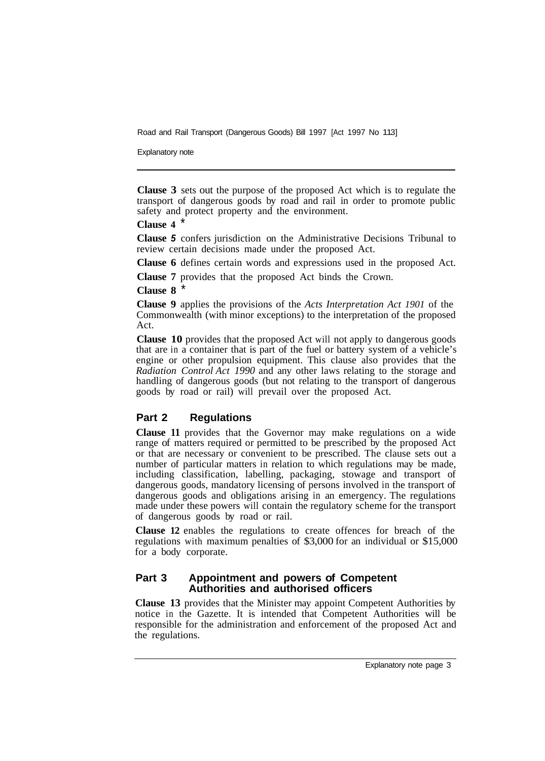**Clause 3** sets out the purpose of the proposed Act which is to regulate the transport of dangerous goods by road and rail in order to promote public safety and protect property and the environment.

**Clause 4** *

**Clause 5** confers jurisdiction on the Administrative Decisions Tribunal to review certain decisions made under the proposed Act.

**Clause 6** defines certain words and expressions used in the proposed Act.

**Clause 7** provides that the proposed Act binds the Crown.

**Clause 8** *

**Clause 9** applies the provisions of the *Acts Interpretation Act 1901* of the Commonwealth (with minor exceptions) to the interpretation of the proposed Act.

**Clause 10** provides that the proposed Act will not apply to dangerous goods that are in a container that is part of the fuel or battery system of a vehicle's engine or other propulsion equipment. This clause also provides that the *Radiation Control Act 1990* and any other laws relating to the storage and handling of dangerous goods (but not relating to the transport of dangerous goods by road or rail) will prevail over the proposed Act.

## Part 2 Regulations

**Clause 11** provides that the Governor may make regulations on a wide range of matters required or permitted to be prescribed by the proposed Act or that are necessary or convenient to be prescribed. The clause sets out a number of particular matters in relation to which regulations may be made, including classification, labelling, packaging, stowage and transport of dangerous goods, mandatory licensing of persons involved in the transport of dangerous goods and obligations arising in an emergency. The regulations made under these powers will contain the regulatory scheme for the transport of dangerous goods by road or rail.

**Clause 12** enables the regulations to create offences for breach of the regulations with maximum penalties of $3,000 for an individual or $15,000 for a body corporate.

## Part 3 Appointment and powers of Competent Authorities and authorised officers

**Clause 13** provides that the Minister may appoint Competent Authorities by notice in the Gazette. It is intended that Competent Authorities will be responsible for the administration and enforcement of the proposed Act and the regulations.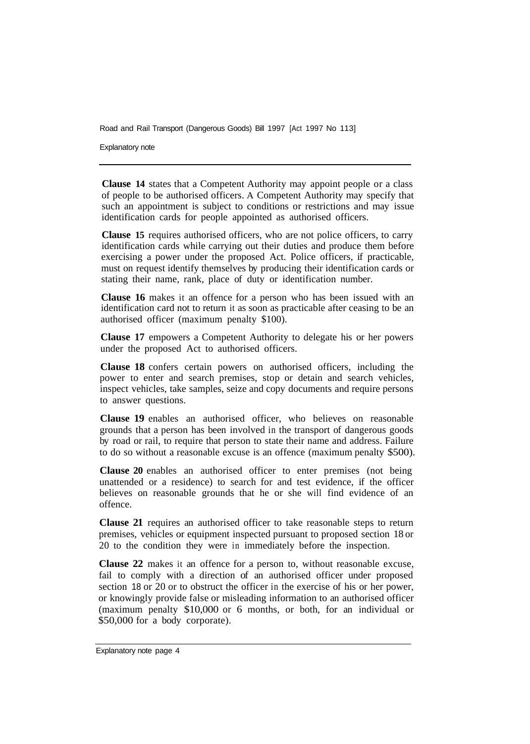**Clause 14** states that a Competent Authority may appoint people or a class of people to be authorised officers. A Competent Authority may specify that such an appointment is subject to conditions or restrictions and may issue identification cards for people appointed as authorised officers.

**Clause 15** requires authorised officers, who are not police officers, to carry identification cards while carrying out their duties and produce them before exercising a power under the proposed Act. Police officers, if practicable, must on request identify themselves by producing their identification cards or stating their name, rank, place of duty or identification number.

**Clause 16** makes it an offence for a person who has been issued with an identification card not to return it as soon as practicable after ceasing to be an authorised officer (maximum penalty $100).

**Clause 17** empowers a Competent Authority to delegate his or her powers under the proposed Act to authorised officers.

**Clause 18** confers certain powers on authorised officers, including the power to enter and search premises, stop or detain and search vehicles, inspect vehicles, take samples, seize and copy documents and require persons to answer questions.

**Clause 19** enables an authorised officer, who believes on reasonable grounds that a person has been involved in the transport of dangerous goods by road or rail, to require that person to state their name and address. Failure to do so without a reasonable excuse is an offence (maximum penalty $500).

**Clause 20** enables an authorised officer to enter premises (not being unattended or a residence) to search for and test evidence, if the officer believes on reasonable grounds that he or she will find evidence of an offence.

**Clause 21** requires an authorised officer to take reasonable steps to return premises, vehicles or equipment inspected pursuant to proposed section 18 or 20 to the condition they were in immediately before the inspection.

**Clause 22** makes it an offence for a person to, without reasonable excuse, fail to comply with a direction of an authorised officer under proposed section 18 or 20 or to obstruct the officer in the exercise of his or her power, or knowingly provide false or misleading information to an authorised officer (maximum penalty $10,000 or 6 months, or both, for an individual or $50,000 for a body corporate).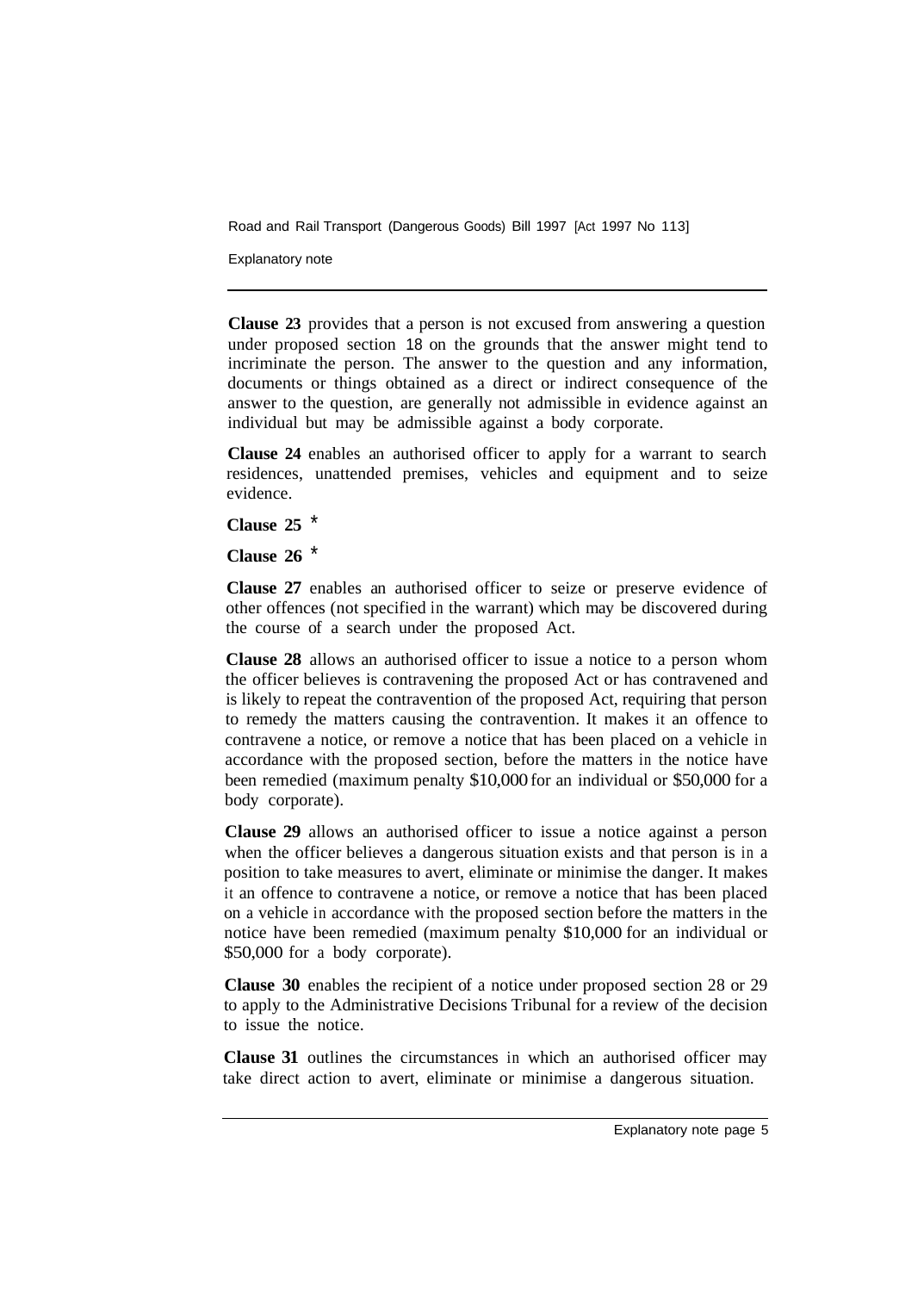**Clause 23** provides that a person is not excused from answering a question under proposed section 18 on the grounds that the answer might tend to incriminate the person. The answer to the question and any information, documents or things obtained as a direct or indirect consequence of the answer to the question, are generally not admissible in evidence against an individual but may be admissible against a body corporate.

**Clause 24** enables an authorised officer to apply for a warrant to search residences, unattended premises, vehicles and equipment and to seize evidence.

**Clause 25** *

**Clause 26** *

**Clause 27** enables an authorised officer to seize or preserve evidence of other offences (not specified in the warrant) which may be discovered during the course of a search under the proposed Act.

**Clause 28** allows an authorised officer to issue a notice to a person whom the officer believes is contravening the proposed Act or has contravened and is likely to repeat the contravention of the proposed Act, requiring that person to remedy the matters causing the contravention. It makes it an offence to contravene a notice, or remove a notice that has been placed on a vehicle in accordance with the proposed section, before the matters in the notice have been remedied (maximum penalty $10,000 for an individual or $50,000 for a body corporate).

**Clause 29** allows an authorised officer to issue a notice against a person when the officer believes a dangerous situation exists and that person is in a position to take measures to avert, eliminate or minimise the danger. It makes it an offence to contravene a notice, or remove a notice that has been placed on a vehicle in accordance with the proposed section before the matters in the notice have been remedied (maximum penalty $10,000 for an individual or $50,000 for a body corporate).

**Clause 30** enables the recipient of a notice under proposed section 28 or 29 to apply to the Administrative Decisions Tribunal for a review of the decision to issue the notice.

**Clause 31** outlines the circumstances in which an authorised officer may take direct action to avert, eliminate or minimise a dangerous situation.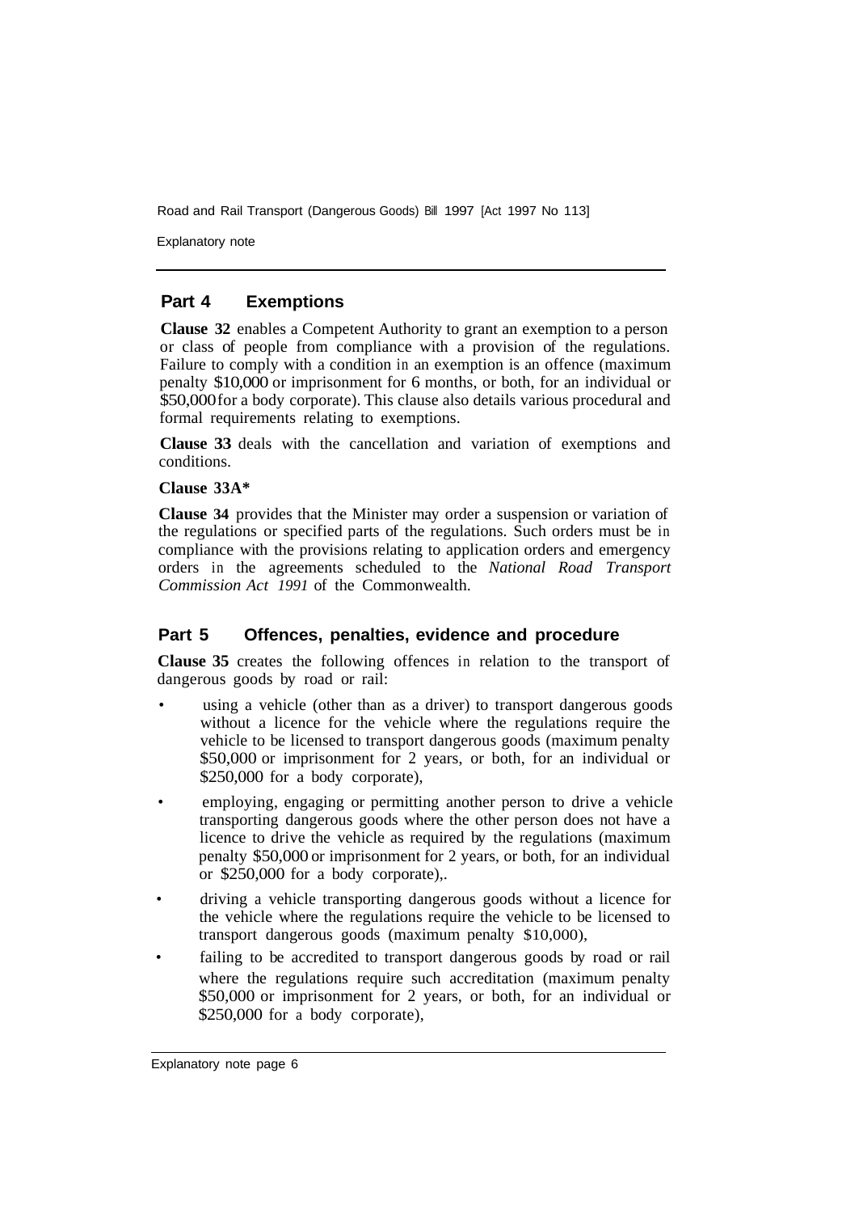## Part 4 Exemptions

**Clause 32** enables a Competent Authority to grant an exemption to a person or class of people from compliance with a provision of the regulations. Failure to comply with a condition in an exemption is an offence (maximum penalty $10,000 or imprisonment for 6 months, or both, for an individual or $50,000 for a body corporate). This clause also details various procedural and formal requirements relating to exemptions.

**Clause 33** deals with the cancellation and variation of exemptions and conditions.

**Clause 33A***

**Clause 34** provides that the Minister may order a suspension or variation of the regulations or specified parts of the regulations. Such orders must be in compliance with the provisions relating to application orders and emergency orders in the agreements scheduled to the *National Road Transport Commission Act 1991* of the Commonwealth.

## Part 5 Offences, penalties, evidence and procedure

**Clause 35** creates the following offences in relation to the transport of dangerous goods by road or rail:

- using a vehicle (other than as a driver) to transport dangerous goods without a licence for the vehicle where the regulations require the vehicle to be licensed to transport dangerous goods (maximum penalty $50,000 or imprisonment for 2 years, or both, for an individual or $250,000 for a body corporate),
- employing, engaging or permitting another person to drive a vehicle transporting dangerous goods where the other person does not have a licence to drive the vehicle as required by the regulations (maximum penalty $50,000 or imprisonment for 2 years, or both, for an individual or $250,000 for a body corporate),.
- driving a vehicle transporting dangerous goods without a licence for the vehicle where the regulations require the vehicle to be licensed to transport dangerous goods (maximum penalty $10,000),
- failing to be accredited to transport dangerous goods by road or rail where the regulations require such accreditation (maximum penalty $50,000 or imprisonment for 2 years, or both, for an individual or $250,000 for a body corporate),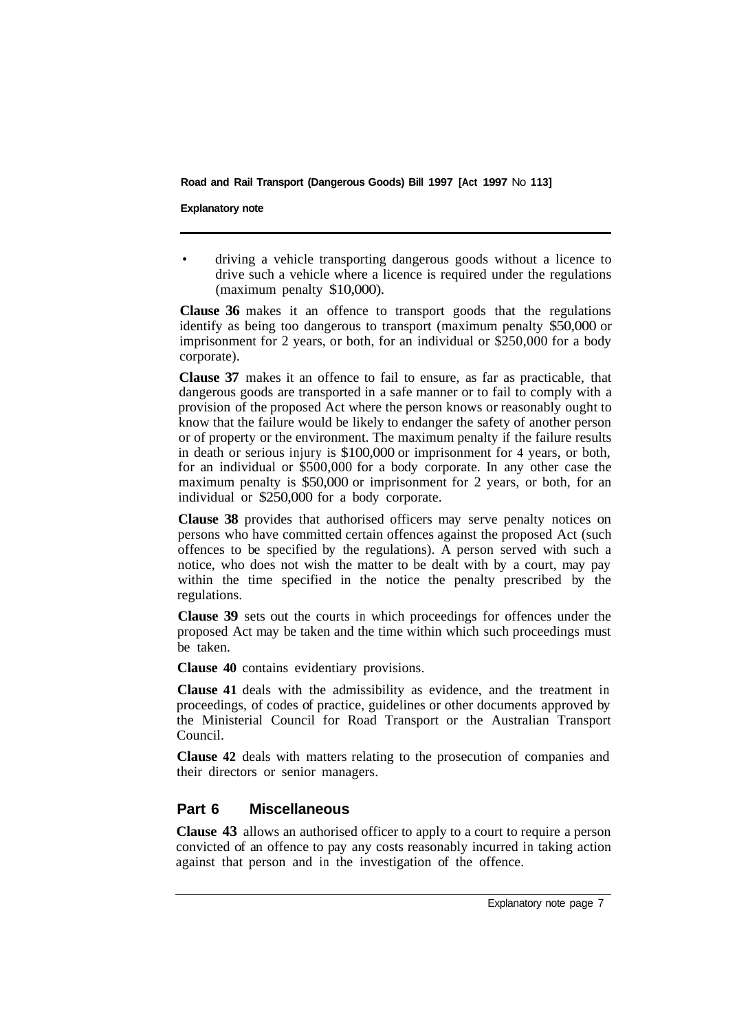- driving a vehicle transporting dangerous goods without a licence to drive such a vehicle where a licence is required under the regulations (maximum penalty $10,000).

**Clause 36** makes it an offence to transport goods that the regulations identify as being too dangerous to transport (maximum penalty $50,000 or imprisonment for 2 years, or both, for an individual or $250,000 for a body corporate).

**Clause 37** makes it an offence to fail to ensure, as far as practicable, that dangerous goods are transported in a safe manner or to fail to comply with a provision of the proposed Act where the person knows or reasonably ought to know that the failure would be likely to endanger the safety of another person or of property or the environment. The maximum penalty if the failure results in death or serious injury is $100,000 or imprisonment for 4 years, or both, for an individual or $500,000 for a body corporate. In any other case the maximum penalty is $50,000 or imprisonment for 2 years, or both, for an individual or $250,000 for a body corporate.

**Clause 38** provides that authorised officers may serve penalty notices on persons who have committed certain offences against the proposed Act (such offences to be specified by the regulations). A person served with such a notice, who does not wish the matter to be dealt with by a court, may pay within the time specified in the notice the penalty prescribed by the regulations.

**Clause 39** sets out the courts in which proceedings for offences under the proposed Act may be taken and the time within which such proceedings must be taken.

**Clause 40** contains evidentiary provisions.

**Clause 41** deals with the admissibility as evidence, and the treatment in proceedings, of codes of practice, guidelines or other documents approved by the Ministerial Council for Road Transport or the Australian Transport Council.

**Clause 42** deals with matters relating to the prosecution of companies and their directors or senior managers.

## Part 6 Miscellaneous

**Clause 43** allows an authorised officer to apply to a court to require a person convicted of an offence to pay any costs reasonably incurred in taking action against that person and in the investigation of the offence.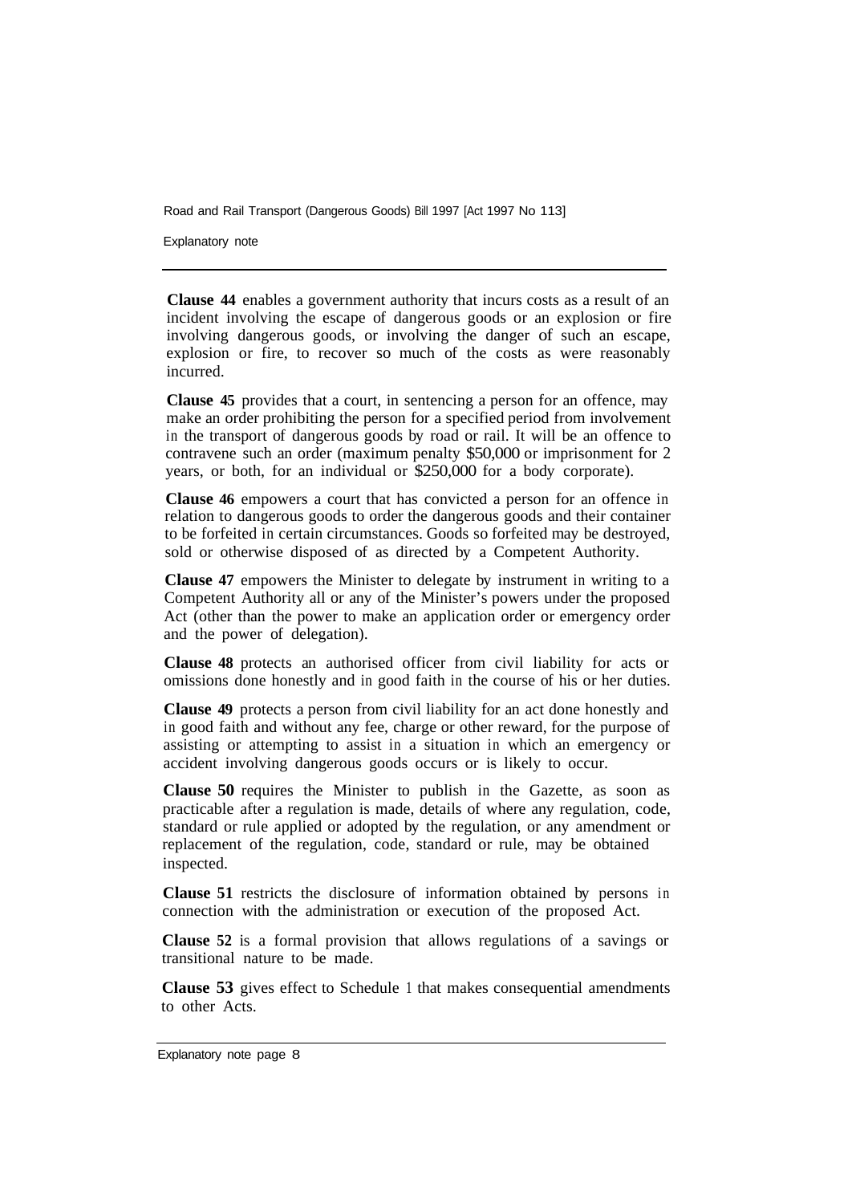**Clause 44** enables a government authority that incurs costs as a result of an incident involving the escape of dangerous goods or an explosion or fire involving dangerous goods, or involving the danger of such an escape, explosion or fire, to recover so much of the costs as were reasonably incurred.

**Clause 45** provides that a court, in sentencing a person for an offence, may make an order prohibiting the person for a specified period from involvement in the transport of dangerous goods by road or rail. It will be an offence to contravene such an order (maximum penalty $50,000 or imprisonment for 2 years, or both, for an individual or $250,000 for a body corporate).

**Clause 46** empowers a court that has convicted a person for an offence in relation to dangerous goods to order the dangerous goods and their container to be forfeited in certain circumstances. Goods so forfeited may be destroyed, sold or otherwise disposed of as directed by a Competent Authority.

**Clause 47** empowers the Minister to delegate by instrument in writing to a Competent Authority all or any of the Minister's powers under the proposed Act (other than the power to make an application order or emergency order and the power of delegation).

**Clause 48** protects an authorised officer from civil liability for acts or omissions done honestly and in good faith in the course of his or her duties.

**Clause 49** protects a person from civil liability for an act done honestly and in good faith and without any fee, charge or other reward, for the purpose of assisting or attempting to assist in a situation in which an emergency or accident involving dangerous goods occurs or is likely to occur.

**Clause 50** requires the Minister to publish in the Gazette, as soon as practicable after a regulation is made, details of where any regulation, code, standard or rule applied or adopted by the regulation, or any amendment or replacement of the regulation, code, standard or rule, may be obtained inspected.

**Clause 51** restricts the disclosure of information obtained by persons in connection with the administration or execution of the proposed Act.

**Clause 52** is a formal provision that allows regulations of a savings or transitional nature to be made.

**Clause 53** gives effect to Schedule 1 that makes consequential amendments to other Acts.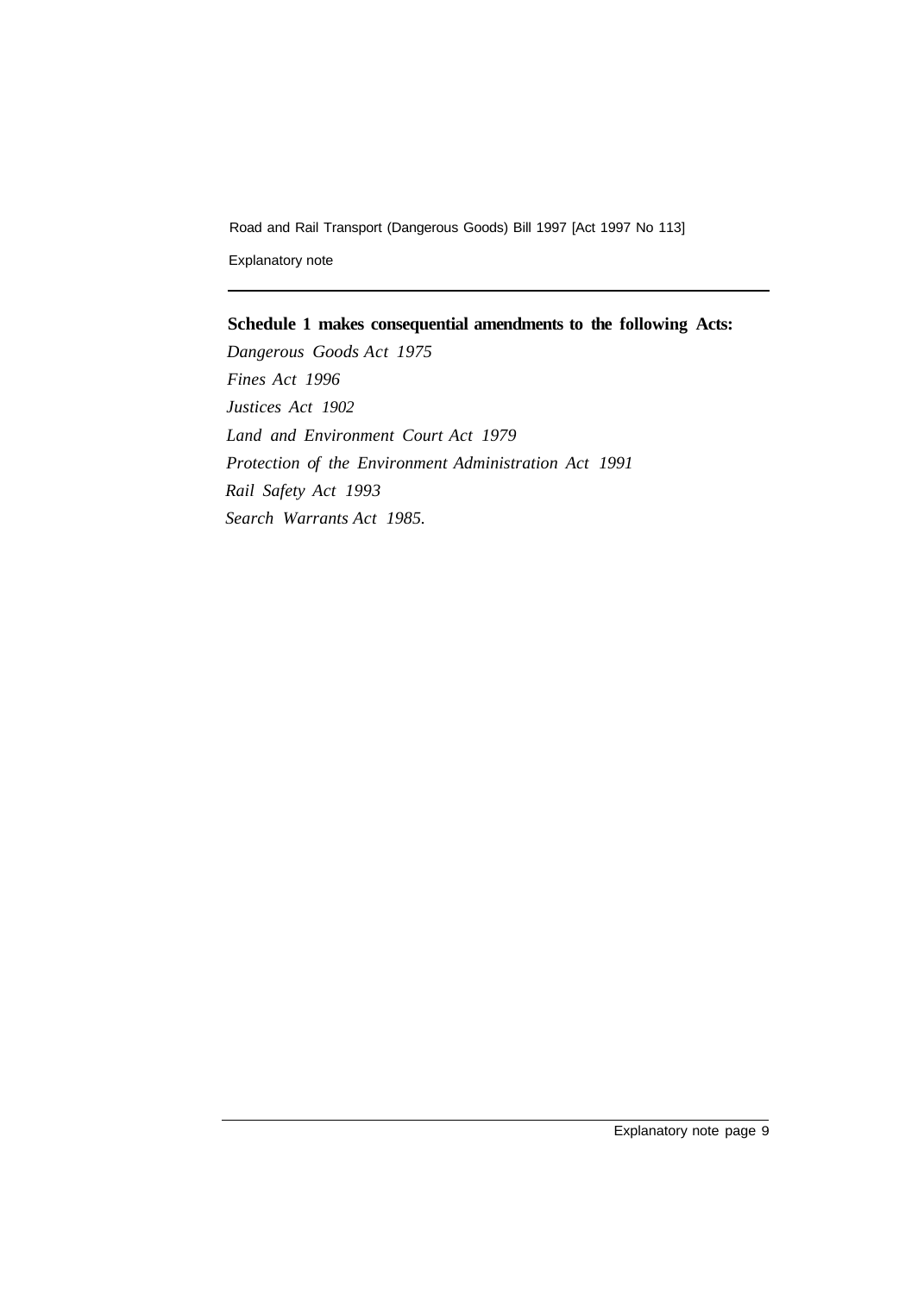**Schedule 1 makes consequential amendments to the following Acts:**

*Dangerous Goods Act 1975*

*Fines Act 1996*

*Justices Act 1902*

*Land and Environment Court Act 1979*

*Protection of the Environment Administration Act 1991*

*Rail Safety Act 1993*

*Search Warrants Act 1985.*